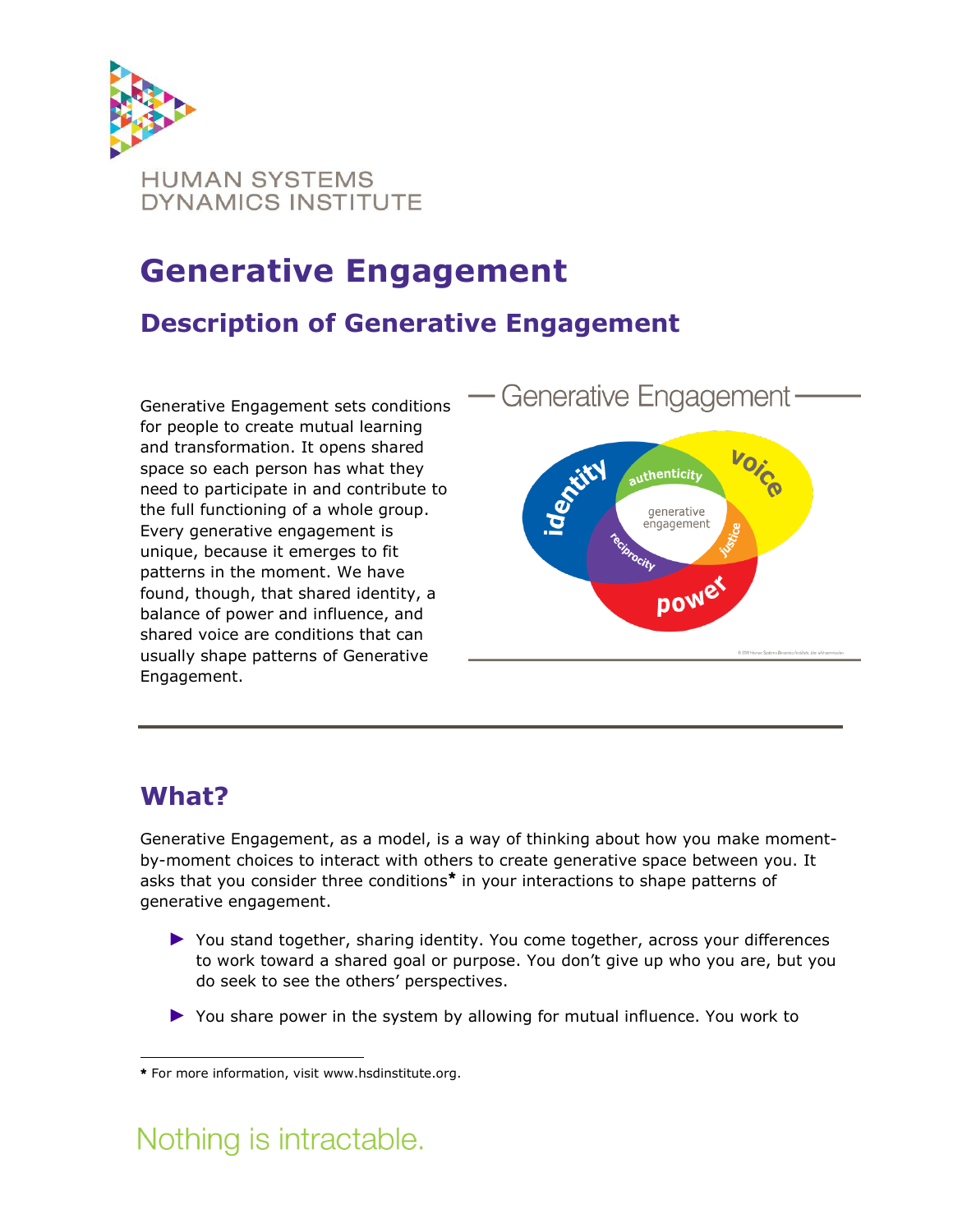HUMAN SYSTEMS DYNAMICS INSTITUTE

# Generative Engagement

## Description of Generative Engagement

Generative Engagement sets conditions for people to create mutual learning and transformation. It opens shared space so each person has what they need to participate in and contribute to the full functioning of a whole group. Every generative engagement is unique, because it emerges to fit patterns in the moment. We have found, though, that shared identity, a balance of power and influence, and shared voice are conditions that can usually shape patterns of Generative Engagement.

## What?

Generative Engagement, as a model, is a way of thinking about how you make moment-by-moment choices to interact with others to create generative space between you. It asks that you consider three conditions* in your interactions to shape patterns of generative engagement.

- You stand together, sharing identity. You come together, across your differences to work toward a shared goal or purpose. You don't give up who you are, but you do seek to see the others' perspectives.
- You share power in the system by allowing for mutual influence. You work to

* For more information, visit www.hsdinstitute.org.

Nothing is intractable.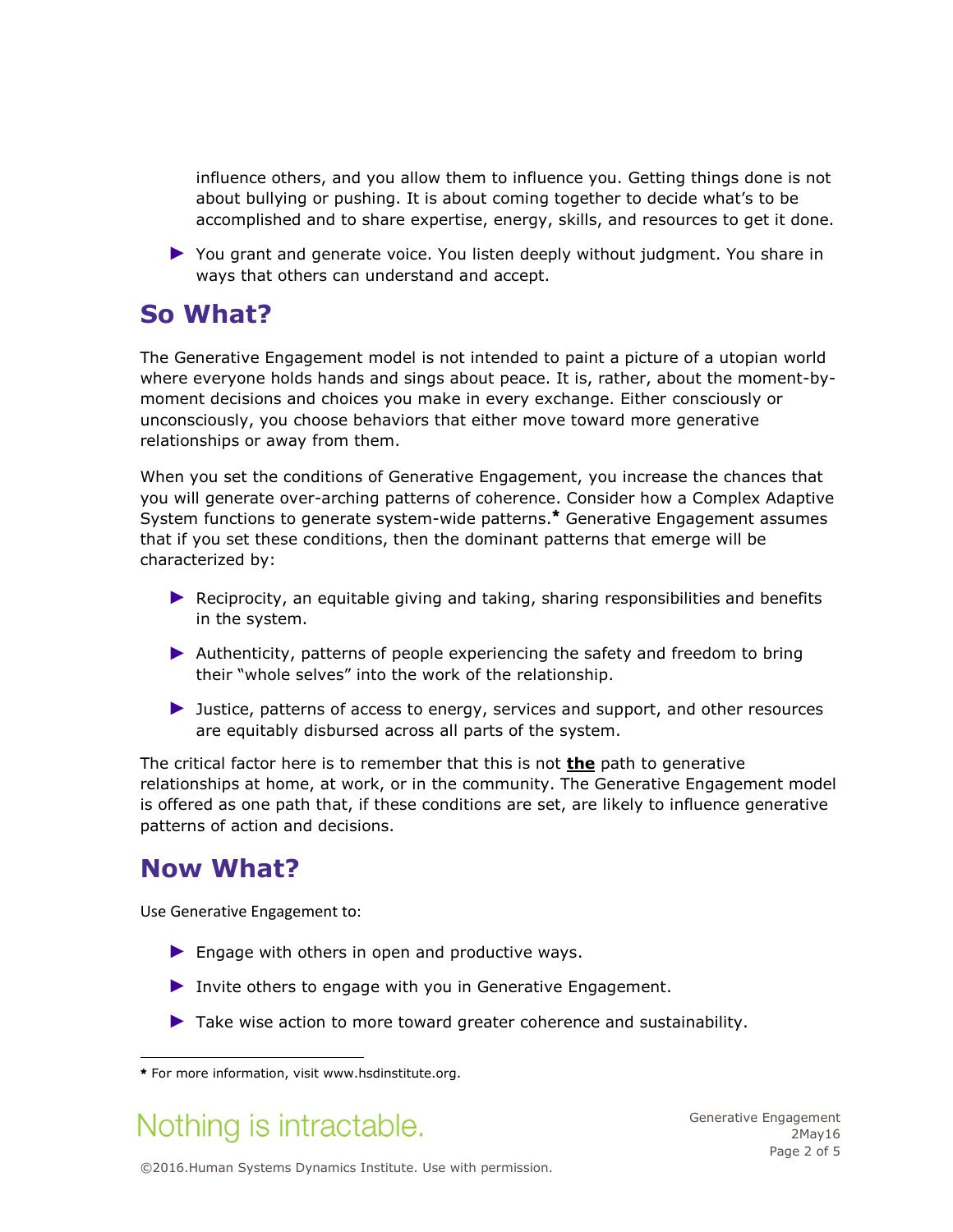influence others, and you allow them to influence you. Getting things done is not about bullying or pushing. It is about coming together to decide what's to be accomplished and to share expertise, energy, skills, and resources to get it done.

- You grant and generate voice. You listen deeply without judgment. You share in ways that others can understand and accept.

## So What?

The Generative Engagement model is not intended to paint a picture of a utopian world where everyone holds hands and sings about peace. It is, rather, about the moment-by-moment decisions and choices you make in every exchange. Either consciously or unconsciously, you choose behaviors that either move toward more generative relationships or away from them.

When you set the conditions of Generative Engagement, you increase the chances that you will generate over-arching patterns of coherence. Consider how a Complex Adaptive System functions to generate system-wide patterns.* Generative Engagement assumes that if you set these conditions, then the dominant patterns that emerge will be characterized by:

- Reciprocity, an equitable giving and taking, sharing responsibilities and benefits in the system.
- Authenticity, patterns of people experiencing the safety and freedom to bring their "whole selves" into the work of the relationship.
- Justice, patterns of access to energy, services and support, and other resources are equitably disbursed across all parts of the system.

The critical factor here is to remember that this is not **the** path to generative relationships at home, at work, or in the community. The Generative Engagement model is offered as one path that, if these conditions are set, are likely to influence generative patterns of action and decisions.

## Now What?

Use Generative Engagement to:

- Engage with others in open and productive ways.
- Invite others to engage with you in Generative Engagement.
- Take wise action to more toward greater coherence and sustainability.

---

* For more information, visit www.hsdinstitute.org.

Nothing is intractable.

©2016.Human Systems Dynamics Institute. Use with permission.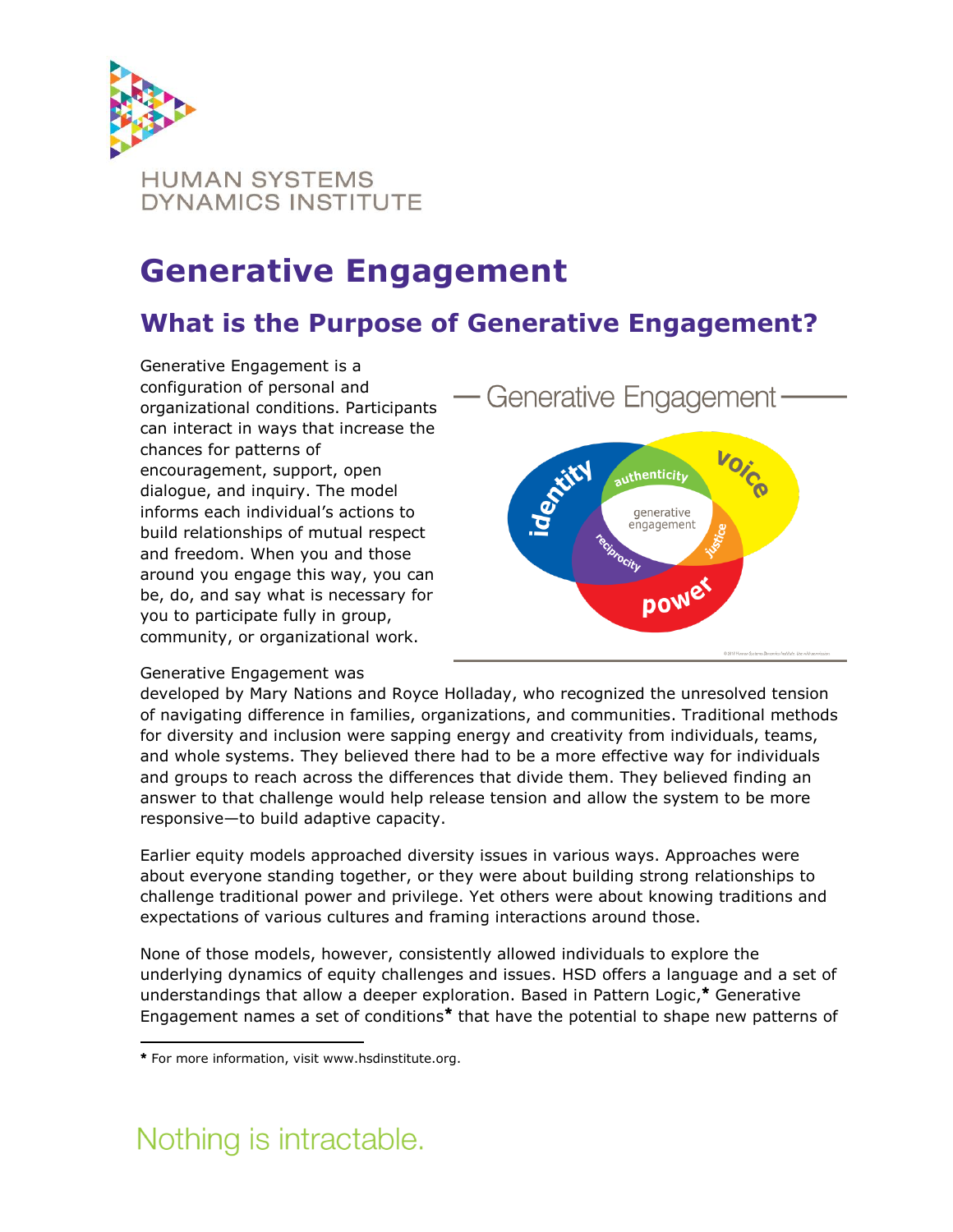# Generative Engagement

## What is the Purpose of Generative Engagement?

Generative Engagement is a configuration of personal and organizational conditions. Participants can interact in ways that increase the chances for patterns of encouragement, support, open dialogue, and inquiry. The model informs each individual's actions to build relationships of mutual respect and freedom. When you and those around you engage this way, you can be, do, and say what is necessary for you to participate fully in group, community, or organizational work.

Generative Engagement was developed by Mary Nations and Royce Holladay, who recognized the unresolved tension of navigating difference in families, organizations, and communities. Traditional methods for diversity and inclusion were sapping energy and creativity from individuals, teams, and whole systems. They believed there had to be a more effective way for individuals and groups to reach across the differences that divide them. They believed finding an answer to that challenge would help release tension and allow the system to be more responsive—to build adaptive capacity.

Earlier equity models approached diversity issues in various ways. Approaches were about everyone standing together, or they were about building strong relationships to challenge traditional power and privilege. Yet others were about knowing traditions and expectations of various cultures and framing interactions around those.

None of those models, however, consistently allowed individuals to explore the underlying dynamics of equity challenges and issues. HSD offers a language and a set of understandings that allow a deeper exploration. Based in Pattern Logic,* Generative Engagement names a set of conditions* that have the potential to shape new patterns of

* For more information, visit www.hsdinstitute.org.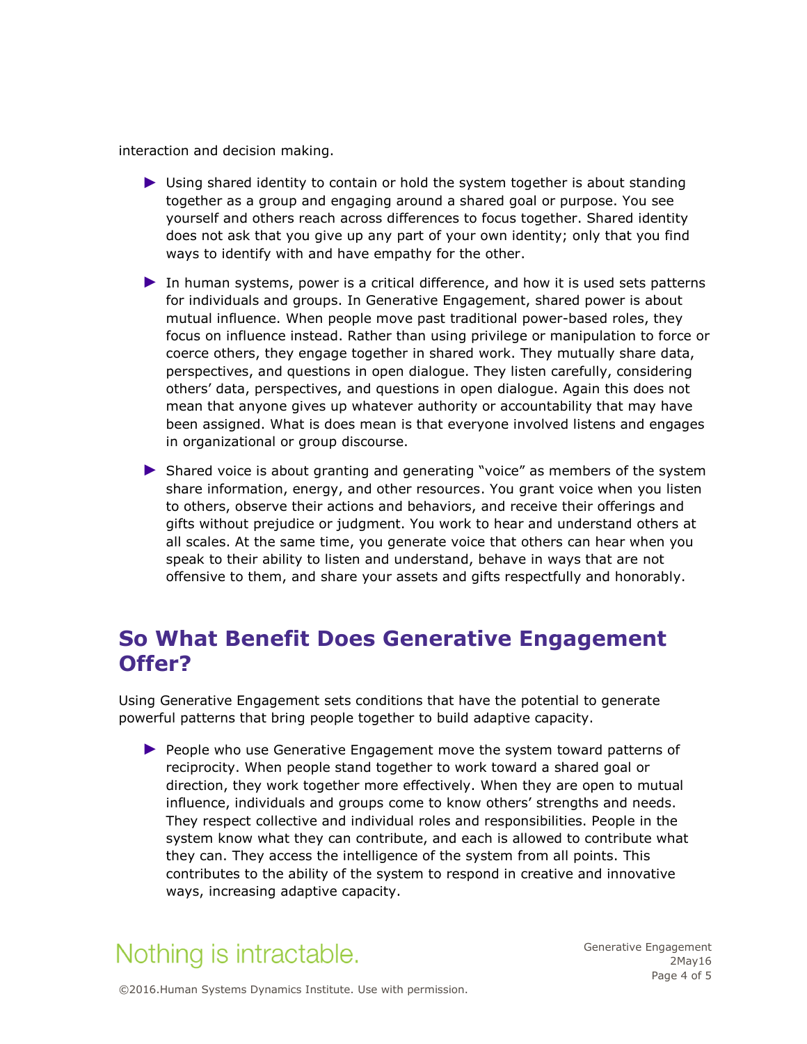interaction and decision making.

- Using shared identity to contain or hold the system together is about standing together as a group and engaging around a shared goal or purpose. You see yourself and others reach across differences to focus together. Shared identity does not ask that you give up any part of your own identity; only that you find ways to identify with and have empathy for the other.
- In human systems, power is a critical difference, and how it is used sets patterns for individuals and groups. In Generative Engagement, shared power is about mutual influence. When people move past traditional power-based roles, they focus on influence instead. Rather than using privilege or manipulation to force or coerce others, they engage together in shared work. They mutually share data, perspectives, and questions in open dialogue. They listen carefully, considering others' data, perspectives, and questions in open dialogue. Again this does not mean that anyone gives up whatever authority or accountability that may have been assigned. What is does mean is that everyone involved listens and engages in organizational or group discourse.
- Shared voice is about granting and generating "voice" as members of the system share information, energy, and other resources. You grant voice when you listen to others, observe their actions and behaviors, and receive their offerings and gifts without prejudice or judgment. You work to hear and understand others at all scales. At the same time, you generate voice that others can hear when you speak to their ability to listen and understand, behave in ways that are not offensive to them, and share your assets and gifts respectfully and honorably.

## So What Benefit Does Generative Engagement Offer?

Using Generative Engagement sets conditions that have the potential to generate powerful patterns that bring people together to build adaptive capacity.

- People who use Generative Engagement move the system toward patterns of reciprocity. When people stand together to work toward a shared goal or direction, they work together more effectively. When they are open to mutual influence, individuals and groups come to know others' strengths and needs. They respect collective and individual roles and responsibilities. People in the system know what they can contribute, and each is allowed to contribute what they can. They access the intelligence of the system from all points. This contributes to the ability of the system to respond in creative and innovative ways, increasing adaptive capacity.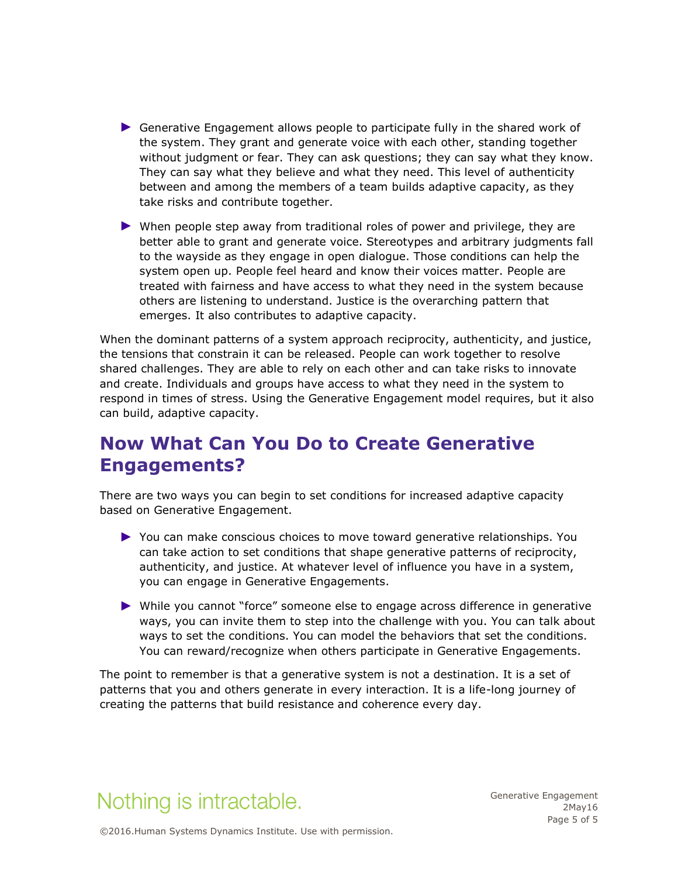- Generative Engagement allows people to participate fully in the shared work of the system. They grant and generate voice with each other, standing together without judgment or fear. They can ask questions; they can say what they know. They can say what they believe and what they need. This level of authenticity between and among the members of a team builds adaptive capacity, as they take risks and contribute together.

- When people step away from traditional roles of power and privilege, they are better able to grant and generate voice. Stereotypes and arbitrary judgments fall to the wayside as they engage in open dialogue. Those conditions can help the system open up. People feel heard and know their voices matter. People are treated with fairness and have access to what they need in the system because others are listening to understand. Justice is the overarching pattern that emerges. It also contributes to adaptive capacity.

When the dominant patterns of a system approach reciprocity, authenticity, and justice, the tensions that constrain it can be released. People can work together to resolve shared challenges. They are able to rely on each other and can take risks to innovate and create. Individuals and groups have access to what they need in the system to respond in times of stress. Using the Generative Engagement model requires, but it also can build, adaptive capacity.

## Now What Can You Do to Create Generative Engagements?

There are two ways you can begin to set conditions for increased adaptive capacity based on Generative Engagement.

- You can make conscious choices to move toward generative relationships. You can take action to set conditions that shape generative patterns of reciprocity, authenticity, and justice. At whatever level of influence you have in a system, you can engage in Generative Engagements.

- While you cannot "force" someone else to engage across difference in generative ways, you can invite them to step into the challenge with you. You can talk about ways to set the conditions. You can model the behaviors that set the conditions. You can reward/recognize when others participate in Generative Engagements.

The point to remember is that a generative system is not a destination. It is a set of patterns that you and others generate in every interaction. It is a life-long journey of creating the patterns that build resistance and coherence every day.